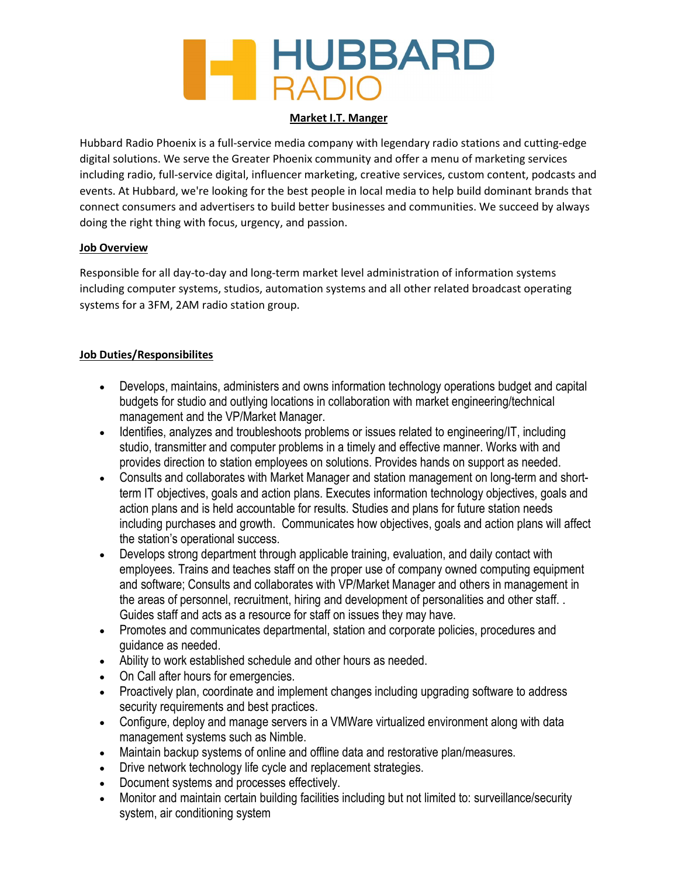# HUBBARD RADIO

**Market I.T. Manger**

Hubbard Radio Phoenix is a full-service media company with legendary radio stations and cutting-edge digital solutions. We serve the Greater Phoenix community and offer a menu of marketing services including radio, full-service digital, influencer marketing, creative services, custom content, podcasts and events. At Hubbard, we're looking for the best people in local media to help build dominant brands that connect consumers and advertisers to build better businesses and communities. We succeed by always doing the right thing with focus, urgency, and passion.

**Job Overview**

Responsible for all day-to-day and long-term market level administration of information systems including computer systems, studios, automation systems and all other related broadcast operating systems for a 3FM, 2AM radio station group.

**Job Duties/Responsibilites**

- Develops, maintains, administers and owns information technology operations budget and capital budgets for studio and outlying locations in collaboration with market engineering/technical management and the VP/Market Manager.
- Identifies, analyzes and troubleshoots problems or issues related to engineering/IT, including studio, transmitter and computer problems in a timely and effective manner. Works with and provides direction to station employees on solutions. Provides hands on support as needed.
- Consults and collaborates with Market Manager and station management on long-term and short-term IT objectives, goals and action plans. Executes information technology objectives, goals and action plans and is held accountable for results. Studies and plans for future station needs including purchases and growth. Communicates how objectives, goals and action plans will affect the station's operational success.
- Develops strong department through applicable training, evaluation, and daily contact with employees. Trains and teaches staff on the proper use of company owned computing equipment and software; Consults and collaborates with VP/Market Manager and others in management in the areas of personnel, recruitment, hiring and development of personalities and other staff. . Guides staff and acts as a resource for staff on issues they may have.
- Promotes and communicates departmental, station and corporate policies, procedures and guidance as needed.
- Ability to work established schedule and other hours as needed.
- On Call after hours for emergencies.
- Proactively plan, coordinate and implement changes including upgrading software to address security requirements and best practices.
- Configure, deploy and manage servers in a VMWare virtualized environment along with data management systems such as Nimble.
- Maintain backup systems of online and offline data and restorative plan/measures.
- Drive network technology life cycle and replacement strategies.
- Document systems and processes effectively.
- Monitor and maintain certain building facilities including but not limited to: surveillance/security system, air conditioning system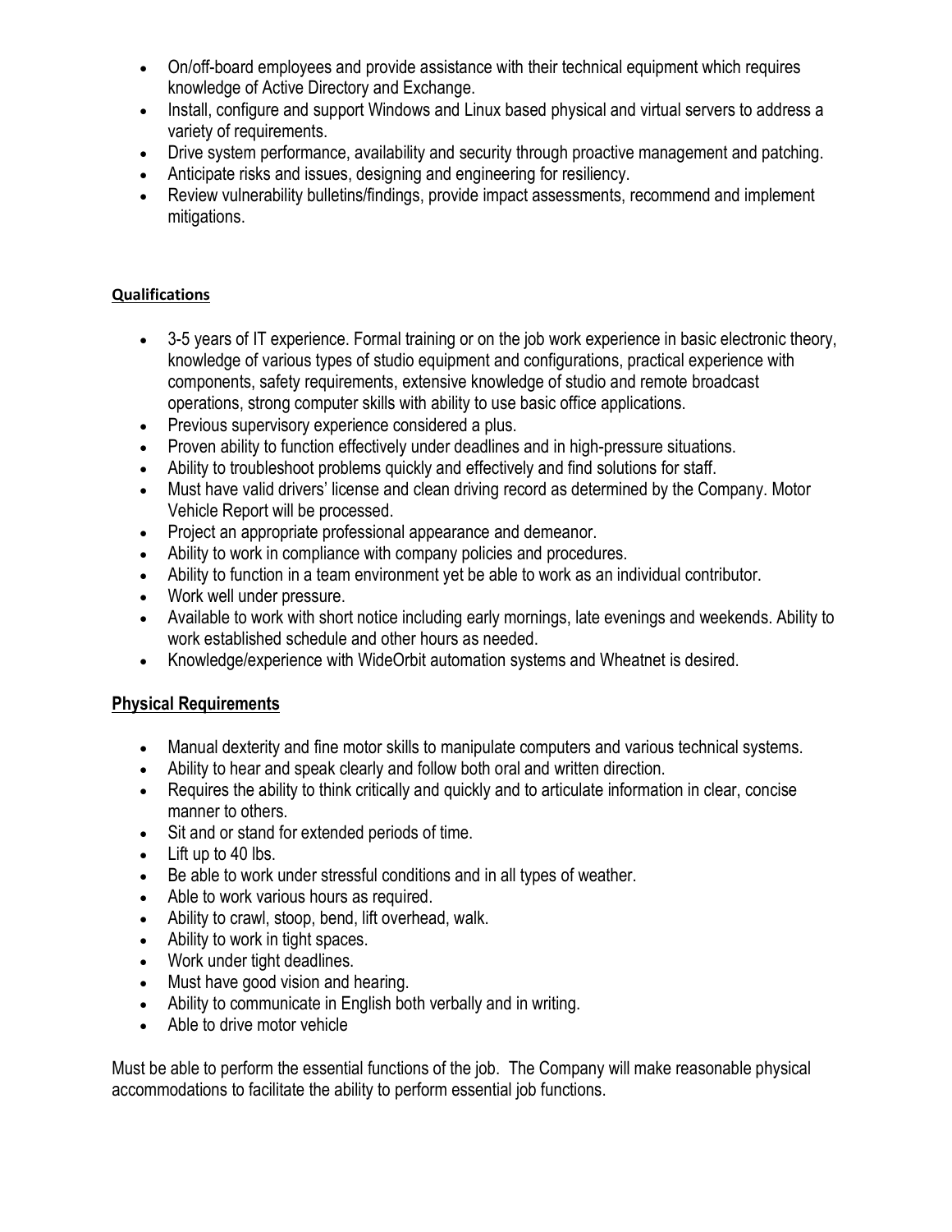- On/off-board employees and provide assistance with their technical equipment which requires knowledge of Active Directory and Exchange.
- Install, configure and support Windows and Linux based physical and virtual servers to address a variety of requirements.
- Drive system performance, availability and security through proactive management and patching.
- Anticipate risks and issues, designing and engineering for resiliency.
- Review vulnerability bulletins/findings, provide impact assessments, recommend and implement mitigations.

**Qualifications**

- 3-5 years of IT experience. Formal training or on the job work experience in basic electronic theory, knowledge of various types of studio equipment and configurations, practical experience with components, safety requirements, extensive knowledge of studio and remote broadcast operations, strong computer skills with ability to use basic office applications.
- Previous supervisory experience considered a plus.
- Proven ability to function effectively under deadlines and in high-pressure situations.
- Ability to troubleshoot problems quickly and effectively and find solutions for staff.
- Must have valid drivers' license and clean driving record as determined by the Company. Motor Vehicle Report will be processed.
- Project an appropriate professional appearance and demeanor.
- Ability to work in compliance with company policies and procedures.
- Ability to function in a team environment yet be able to work as an individual contributor.
- Work well under pressure.
- Available to work with short notice including early mornings, late evenings and weekends. Ability to work established schedule and other hours as needed.
- Knowledge/experience with WideOrbit automation systems and Wheatnet is desired.

**Physical Requirements**

- Manual dexterity and fine motor skills to manipulate computers and various technical systems.
- Ability to hear and speak clearly and follow both oral and written direction.
- Requires the ability to think critically and quickly and to articulate information in clear, concise manner to others.
- Sit and or stand for extended periods of time.
- Lift up to 40 lbs.
- Be able to work under stressful conditions and in all types of weather.
- Able to work various hours as required.
- Ability to crawl, stoop, bend, lift overhead, walk.
- Ability to work in tight spaces.
- Work under tight deadlines.
- Must have good vision and hearing.
- Ability to communicate in English both verbally and in writing.
- Able to drive motor vehicle

Must be able to perform the essential functions of the job. The Company will make reasonable physical accommodations to facilitate the ability to perform essential job functions.